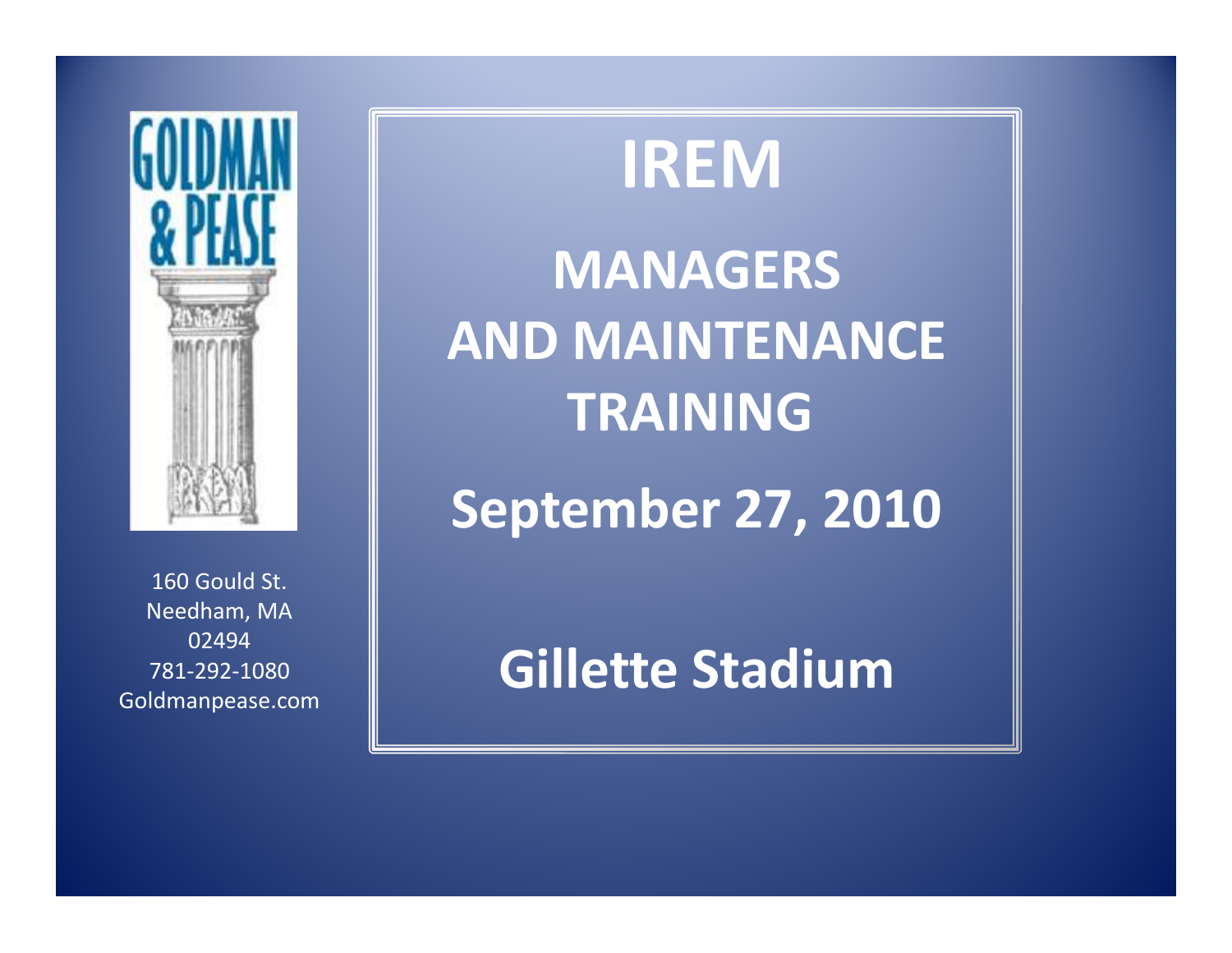GOLDMAN & PEASE

160 Gould St.
Needham, MA
02494
781-292-1080
Goldmanpease.com

# IREM

## MANAGERS AND MAINTENANCE TRAINING

## September 27, 2010

## Gillette Stadium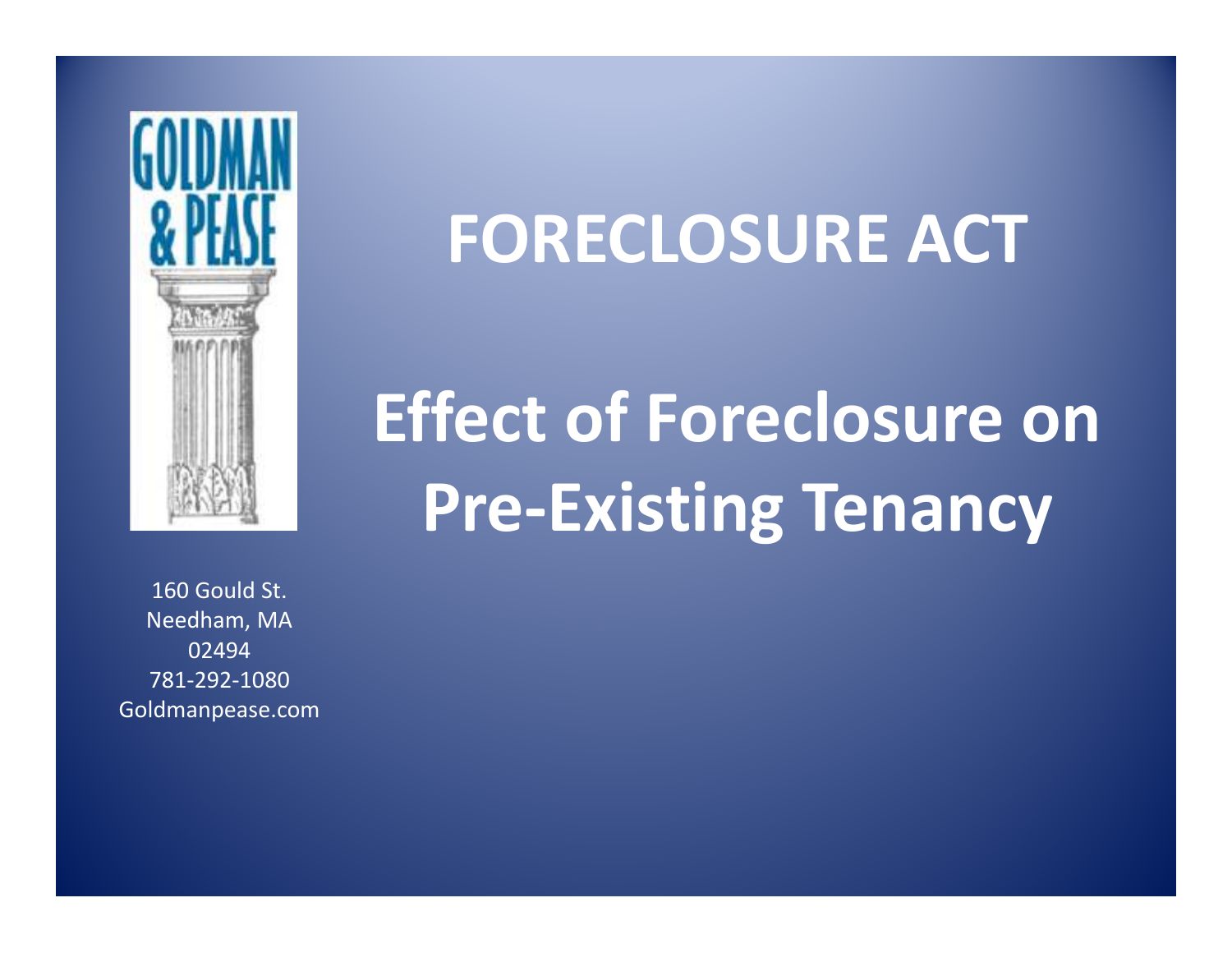GOLDMAN & PEASE

# FORECLOSURE ACT

# Effect of Foreclosure on Pre-Existing Tenancy

160 Gould St.
Needham, MA
02494
781-292-1080
Goldmanpease.com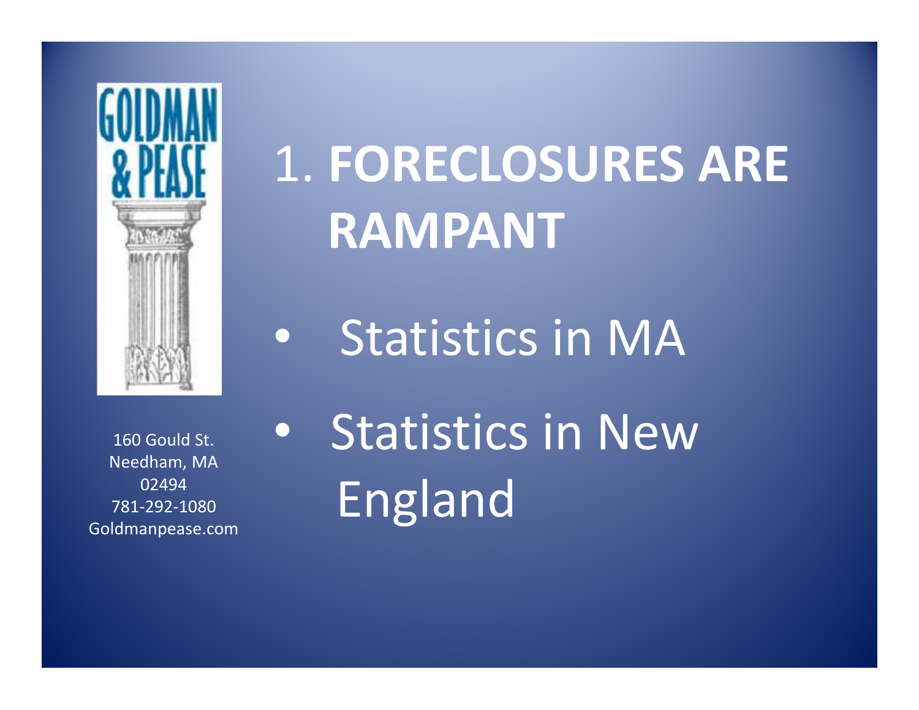# 1. **FORECLOSURES ARE RAMPANT**

- Statistics in MA
- Statistics in New England

160 Gould St.
Needham, MA
02494
781-292-1080
Goldmanpease.com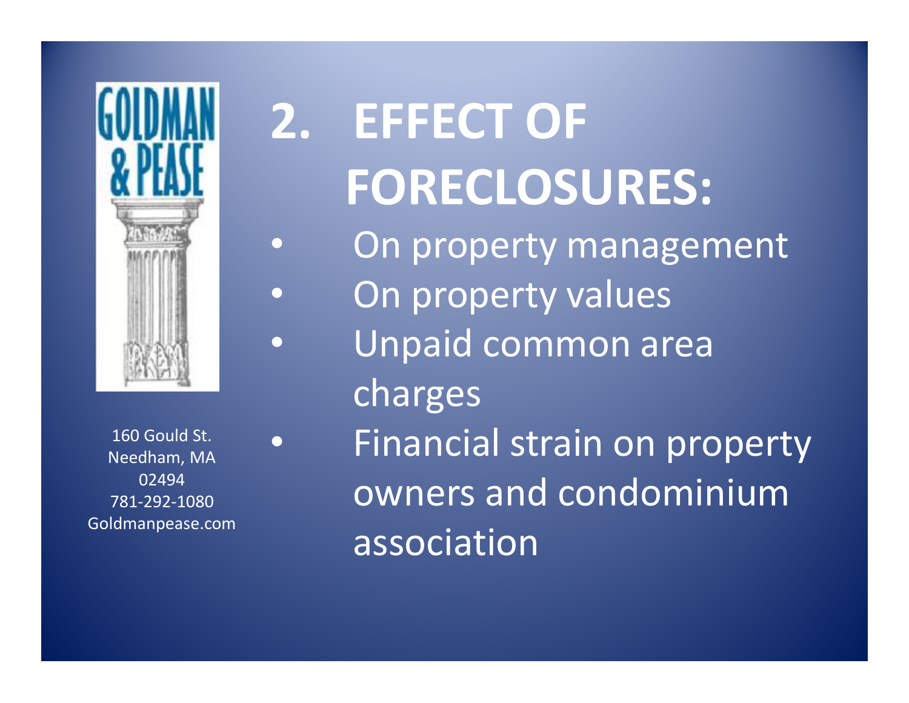GOLDMAN & PEASE

160 Gould St.
Needham, MA
02494
781-292-1080
Goldmanpease.com

# 2. EFFECT OF FORECLOSURES:

- On property management
- On property values
- Unpaid common area charges
- Financial strain on property owners and condominium association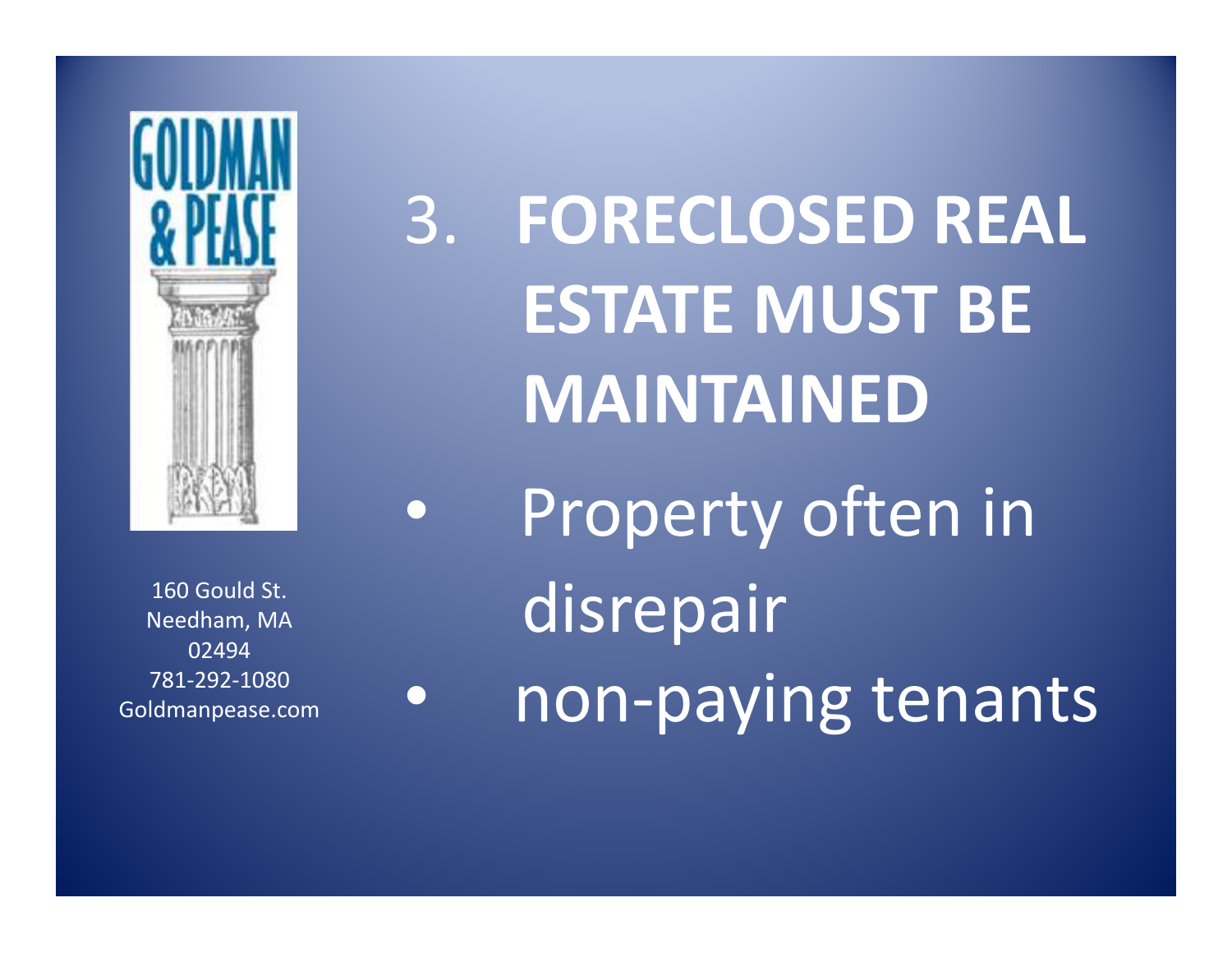160 Gould St.
Needham, MA
02494
781-292-1080
Goldmanpease.com

# 3. FORECLOSED REAL ESTATE MUST BE MAINTAINED

- Property often in disrepair
- non-paying tenants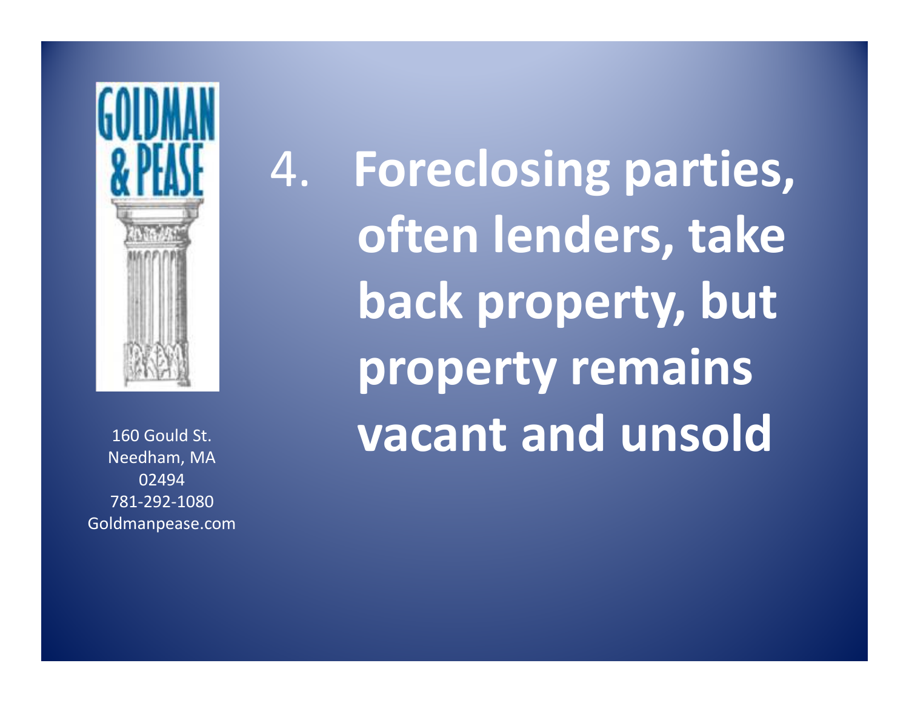4. **Foreclosing parties, often lenders, take back property, but property remains vacant and unsold**

160 Gould St.
Needham, MA
02494
781-292-1080
Goldmanpease.com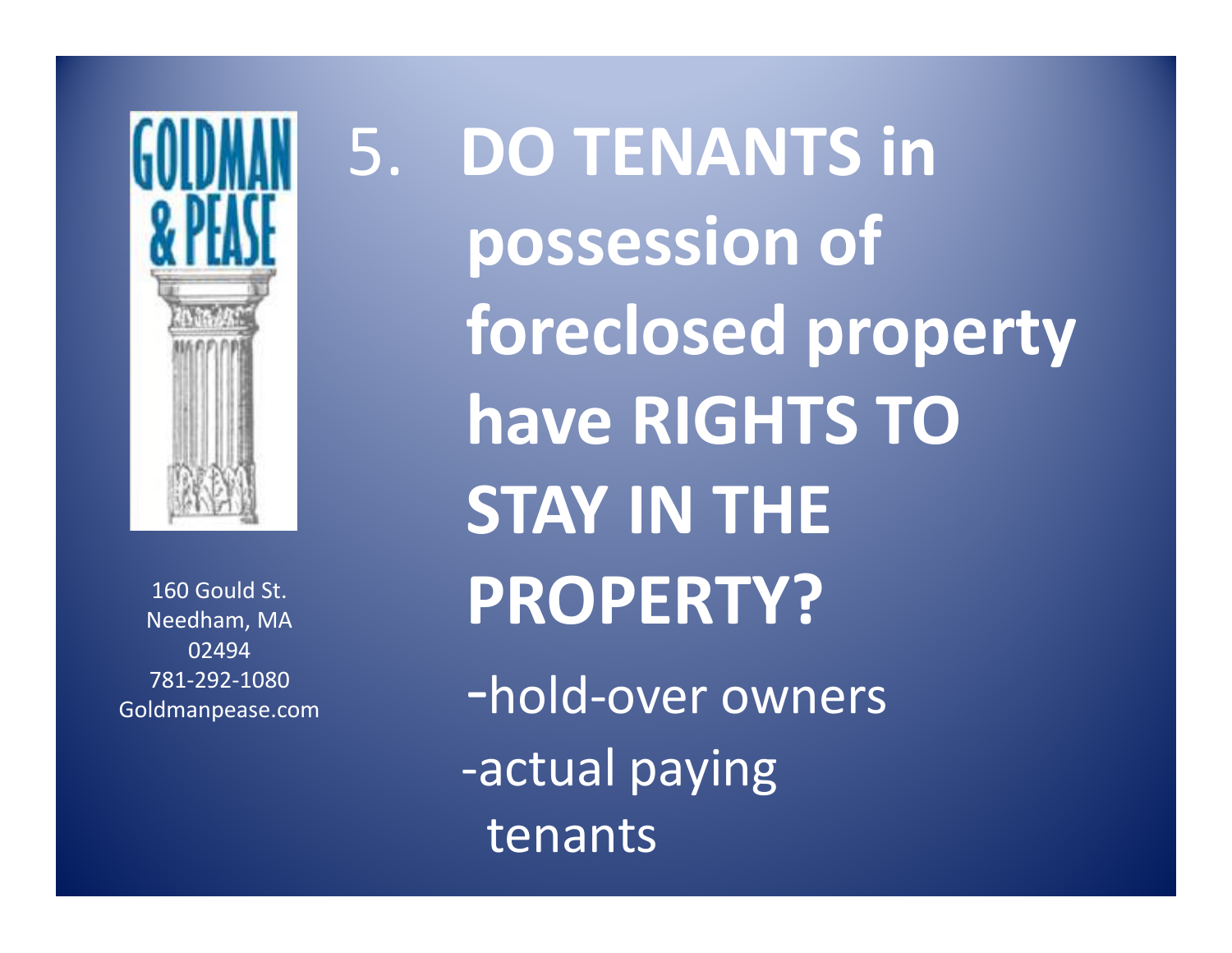GOLDMAN & PEASE

160 Gould St.
Needham, MA
02494
781-292-1080
Goldmanpease.com

# 5. DO TENANTS in possession of foreclosed property have RIGHTS TO STAY IN THE PROPERTY?

- hold-over owners
- actual paying tenants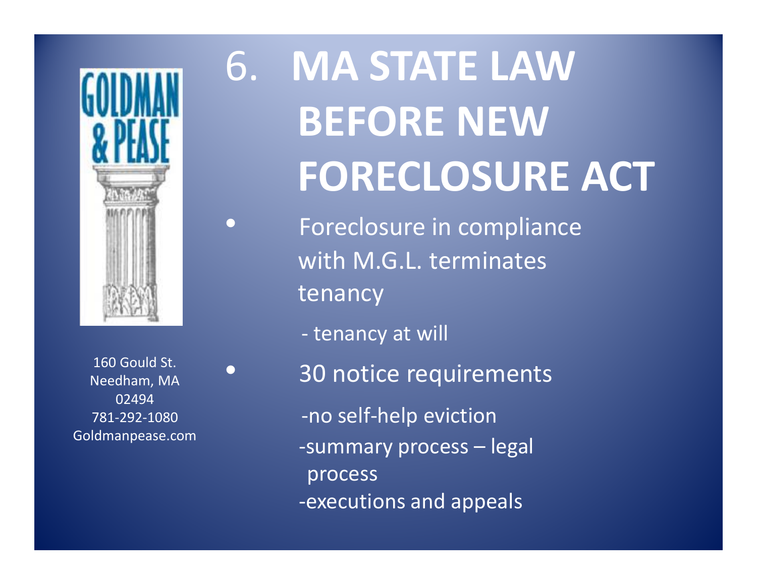# 6. MA STATE LAW BEFORE NEW FORECLOSURE ACT

- Foreclosure in compliance with M.G.L. terminates tenancy
  - tenancy at will
- 30 notice requirements
  - no self-help eviction
  - summary process – legal process
  - executions and appeals

160 Gould St.
Needham, MA
02494
781-292-1080
Goldmanpease.com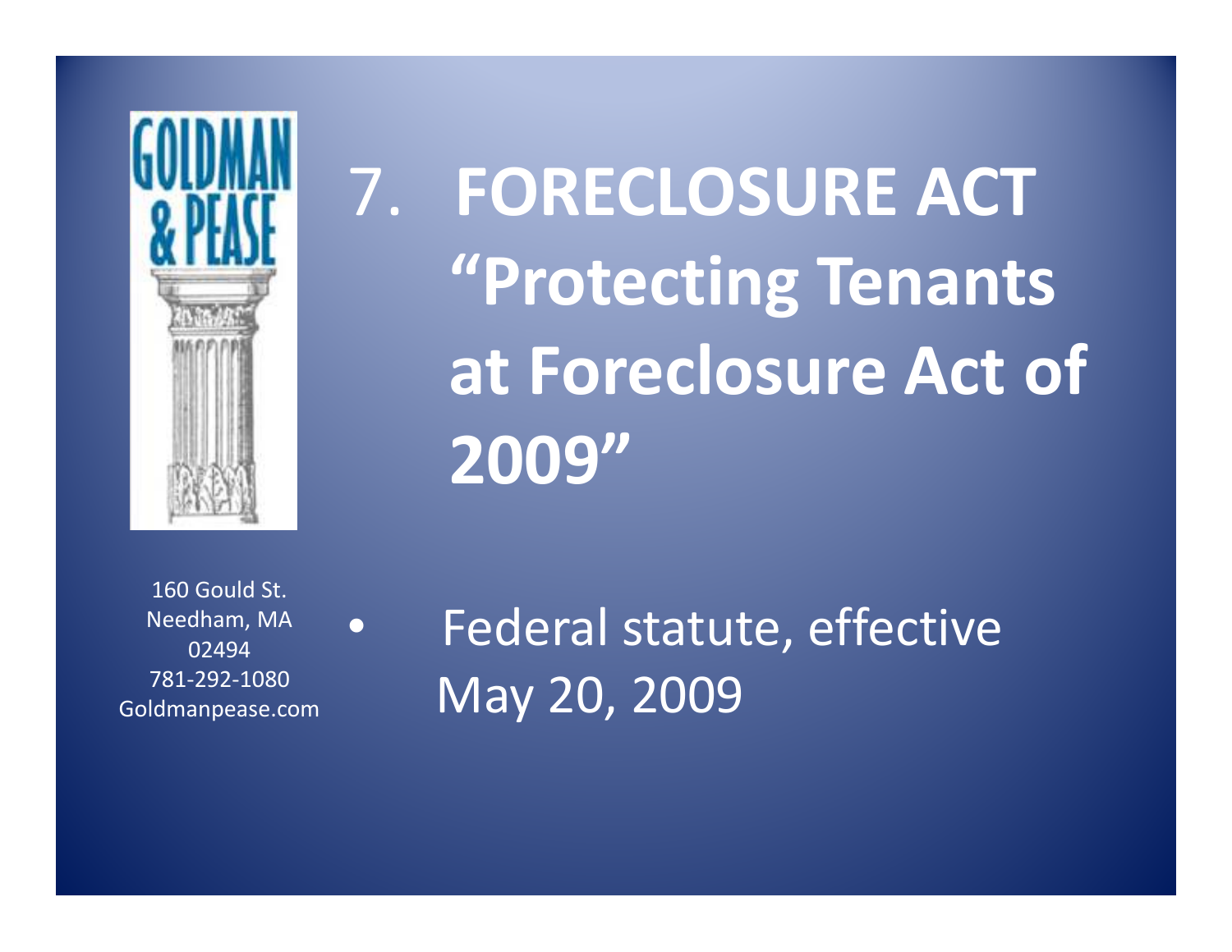# 7. FORECLOSURE ACT "Protecting Tenants at Foreclosure Act of 2009"

160 Gould St.
Needham, MA
02494
781-292-1080
Goldmanpease.com

- Federal statute, effective May 20, 2009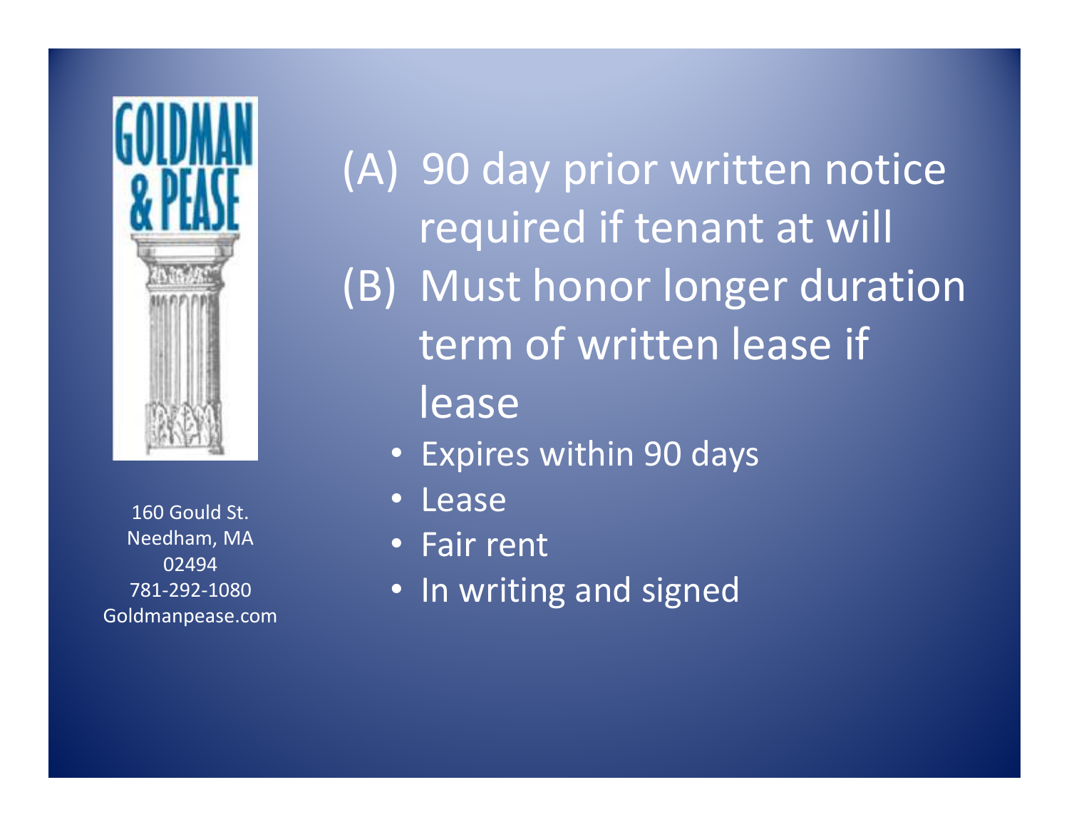(A) 90 day prior written notice required if tenant at will

(B) Must honor longer duration term of written lease if lease

- Expires within 90 days
- Lease
- Fair rent
- In writing and signed

160 Gould St.
Needham, MA
02494
781-292-1080
Goldmanpease.com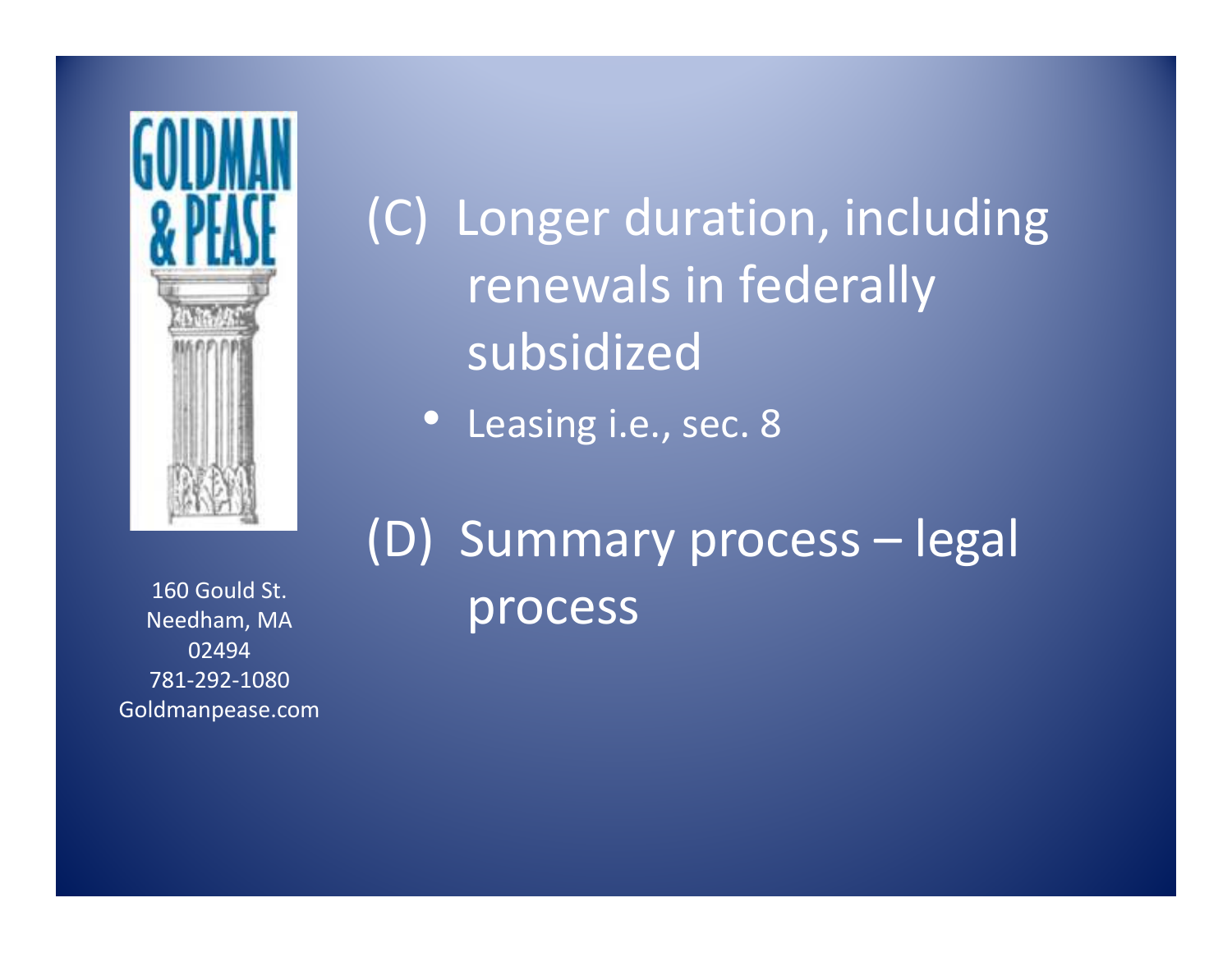(C) Longer duration, including renewals in federally subsidized

- Leasing i.e., sec. 8

(D) Summary process – legal process

160 Gould St.
Needham, MA
02494
781-292-1080
Goldmanpease.com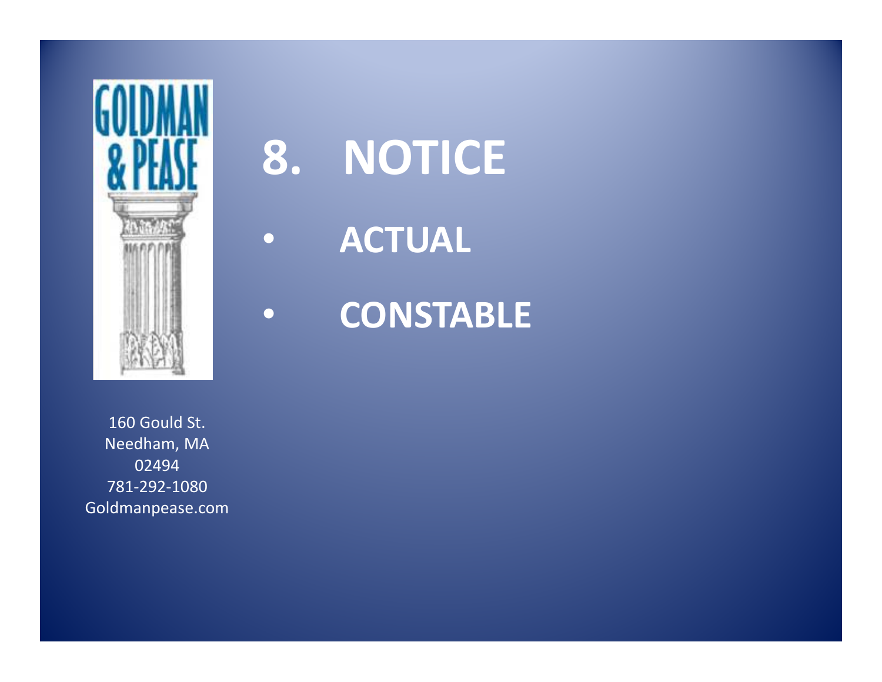# 8. NOTICE

- ACTUAL
- CONSTABLE

160 Gould St.
Needham, MA
02494
781-292-1080
Goldmanpease.com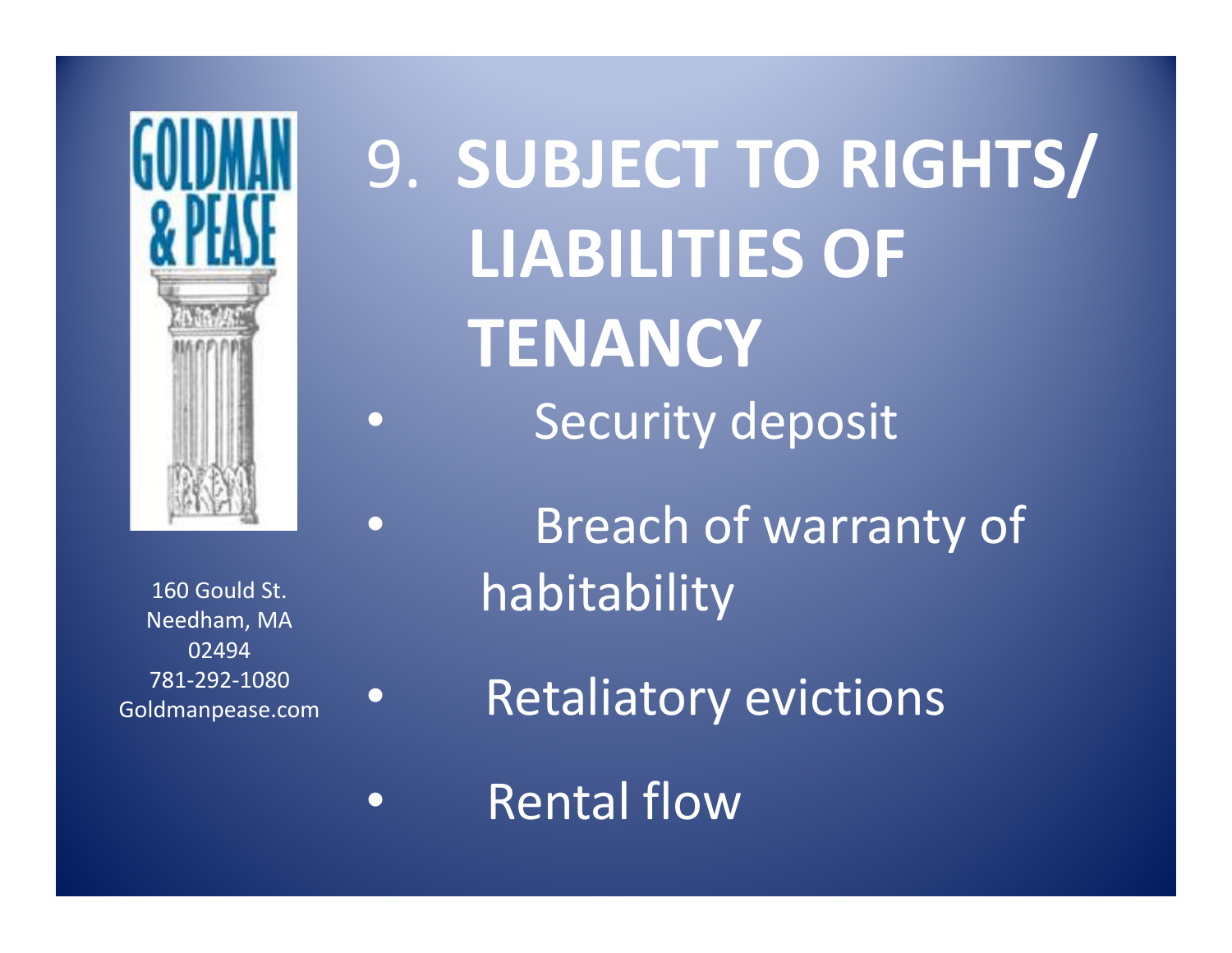GOLDMAN & PEASE

160 Gould St.
Needham, MA
02494
781-292-1080
Goldmanpease.com

# 9. SUBJECT TO RIGHTS/ LIABILITIES OF TENANCY

- Security deposit
- Breach of warranty of habitability
- Retaliatory evictions
- Rental flow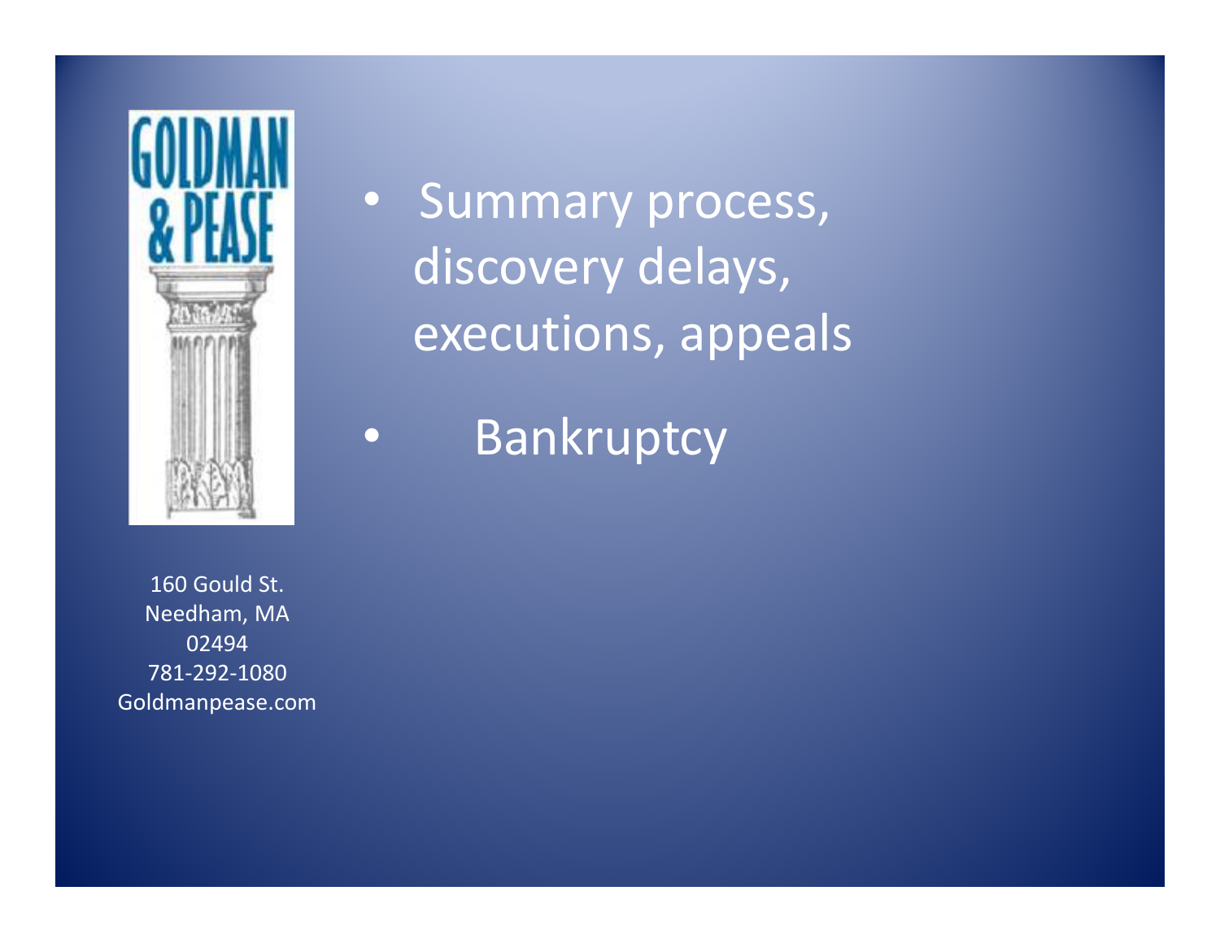160 Gould St.
Needham, MA
02494
781-292-1080
Goldmanpease.com

- Summary process, discovery delays, executions, appeals
- Bankruptcy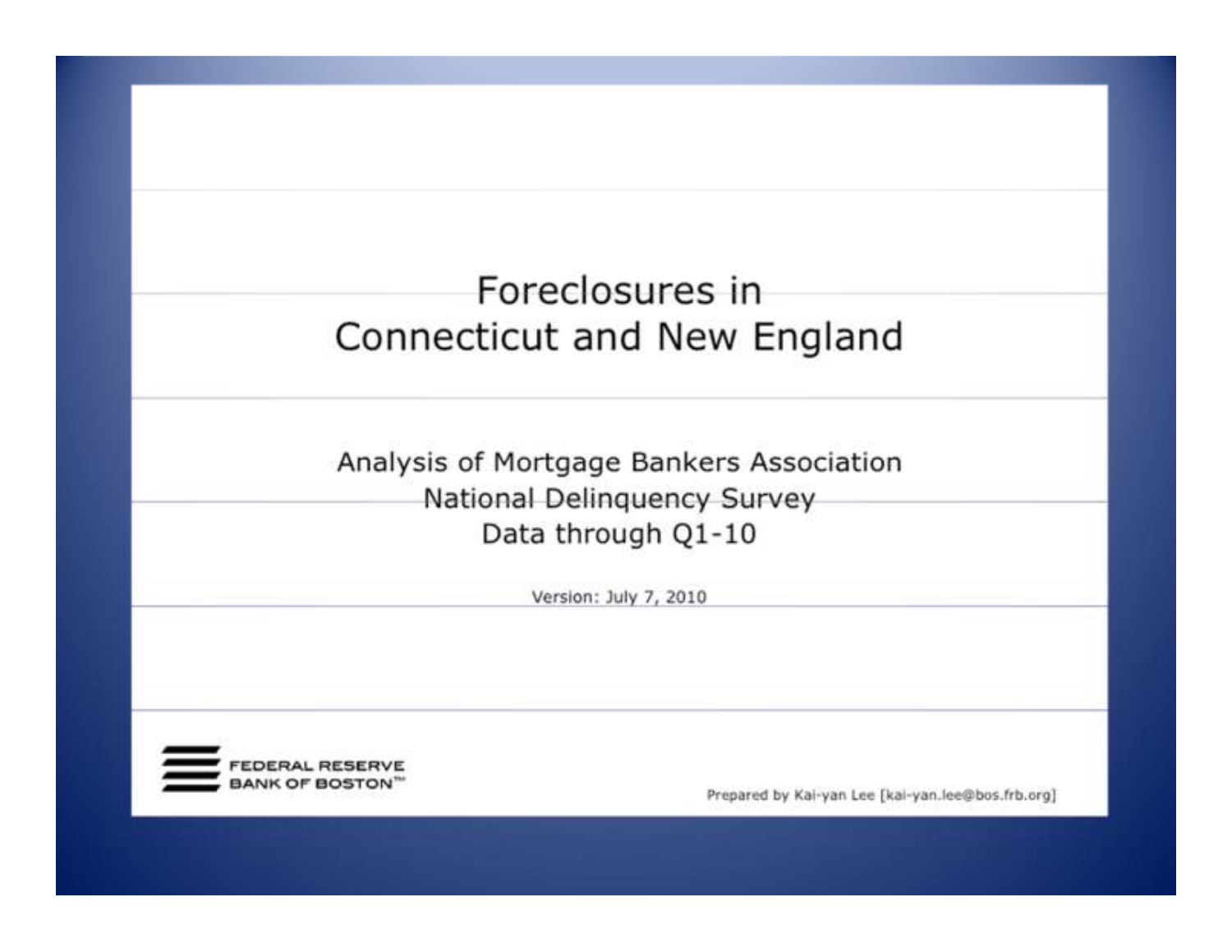# Foreclosures in Connecticut and New England

Analysis of Mortgage Bankers Association
National Delinquency Survey
Data through Q1-10

Version: July 7, 2010

FEDERAL RESERVE BANK OF BOSTON™

Prepared by Kai-yan Lee [kai-yan.lee@bos.frb.org]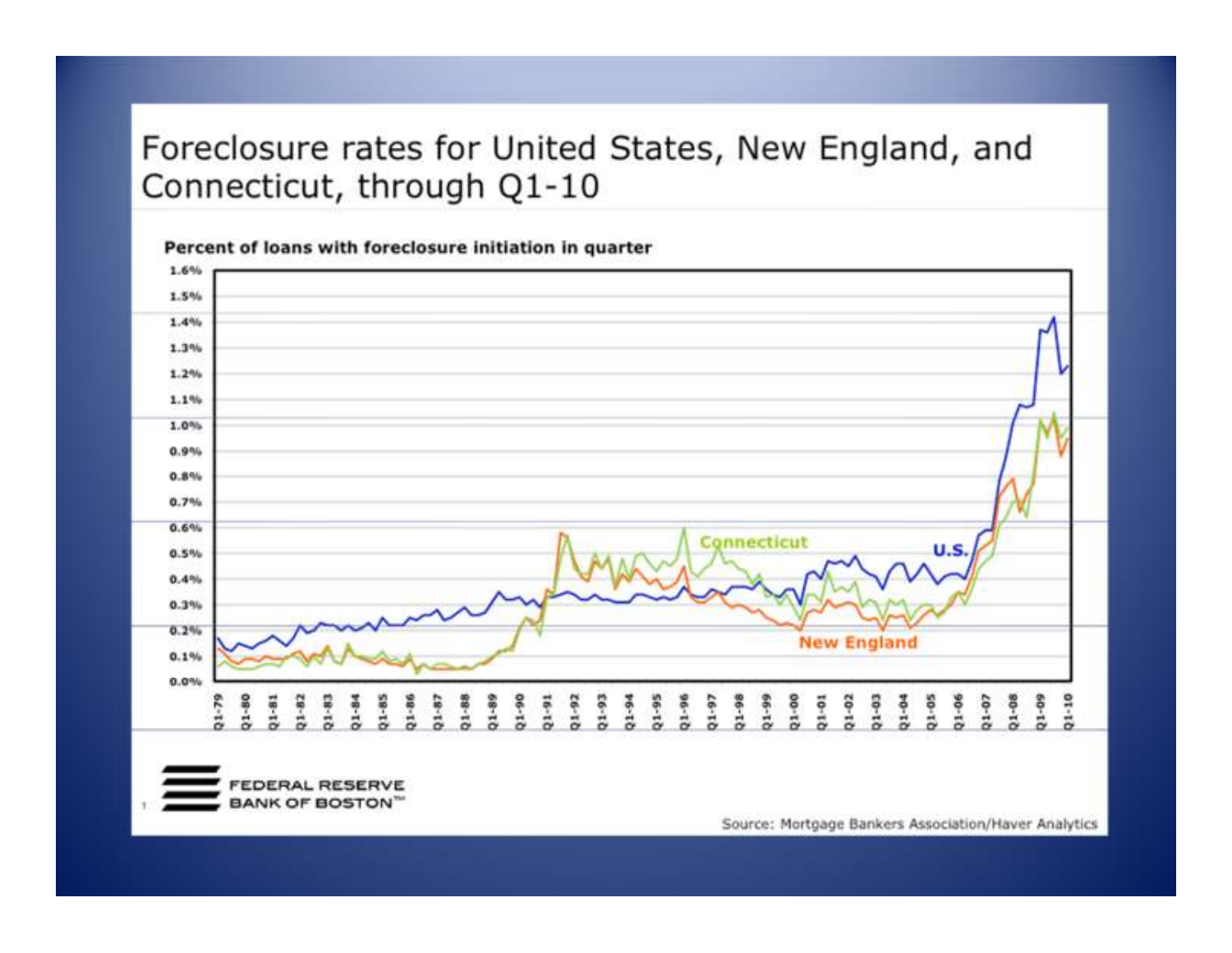# Foreclosure rates for United States, New England, and Connecticut, through Q1-10

**Percent of loans with foreclosure initiation in quarter**

FEDERAL RESERVE BANK OF BOSTON™

Source: Mortgage Bankers Association/Haver Analytics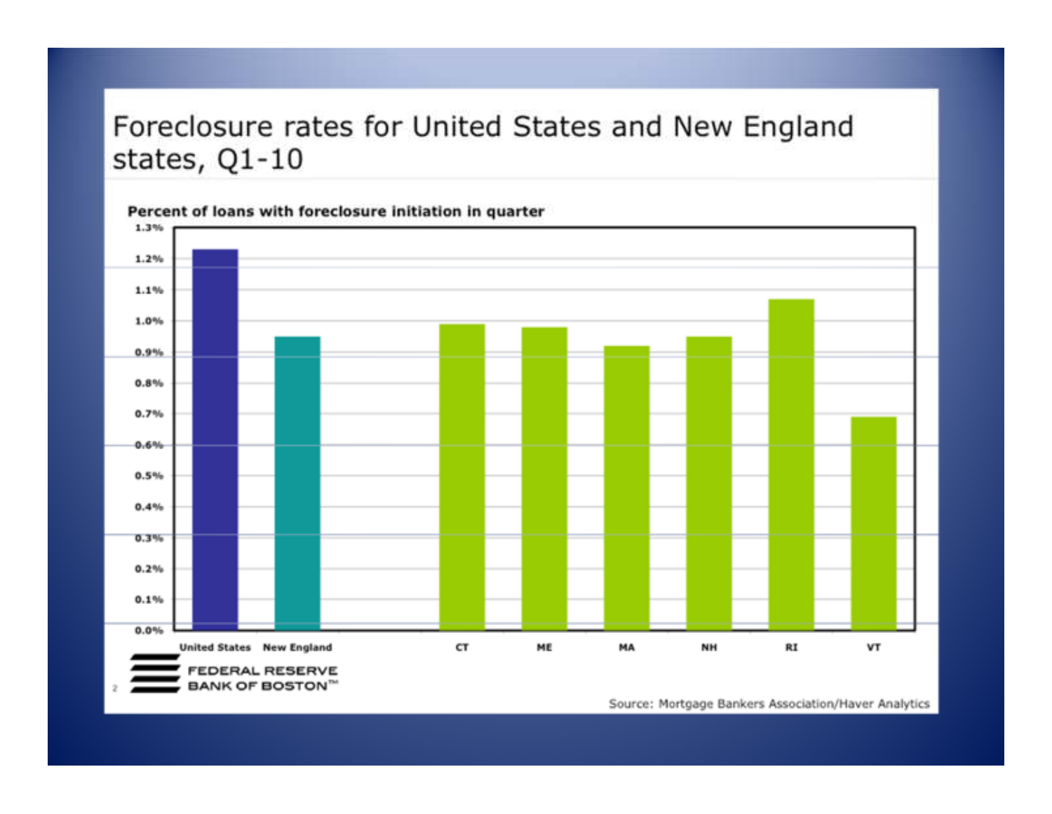# Foreclosure rates for United States and New England states, Q1-10

**Percent of loans with foreclosure initiation in quarter**

1.3%
1.2%
1.1%
1.0%
0.9%
0.8%
0.7%
0.6%
0.5%
0.4%
0.3%
0.2%
0.1%
0.0%

United States New England CT ME MA NH RI VT

FEDERAL RESERVE BANK OF BOSTON™

Source: Mortgage Bankers Association/Haver Analytics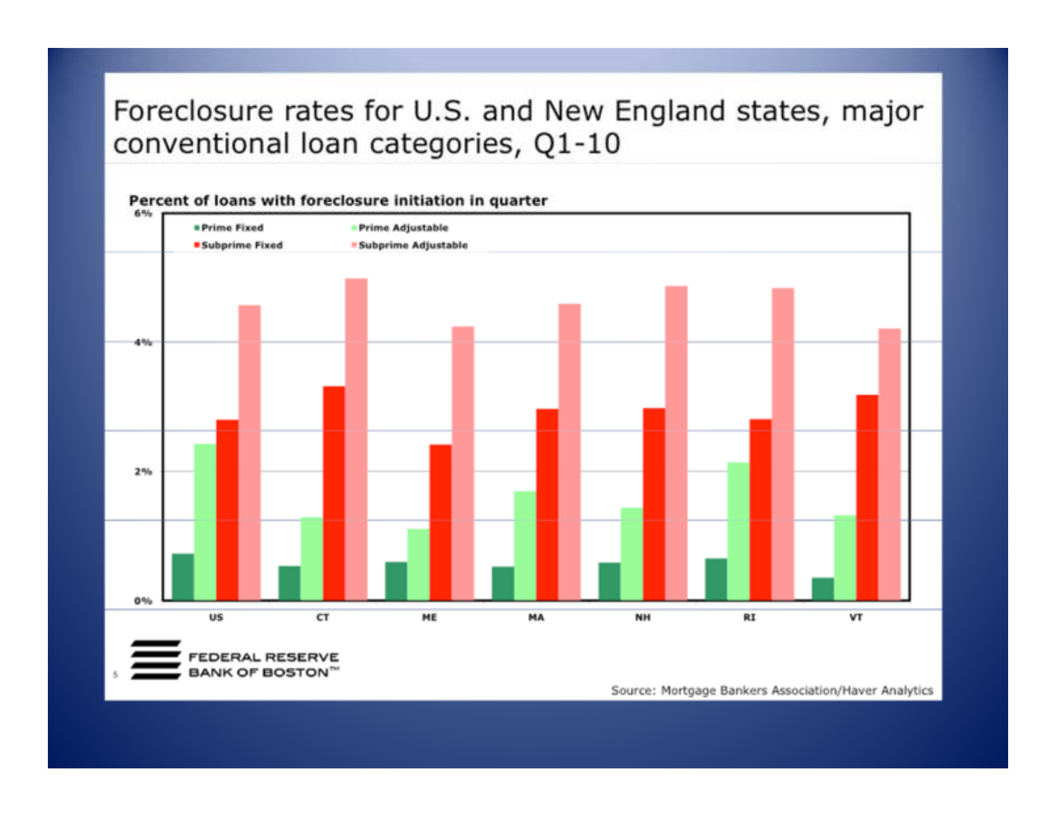# Foreclosure rates for U.S. and New England states, major conventional loan categories, Q1-10

Percent of loans with foreclosure initiation in quarter

6%

4%

2%

0%

Prime Fixed

Prime Adjustable

Subprime Fixed

Subprime Adjustable

US

CT

ME

MA

NH

RI

VT

FEDERAL RESERVE BANK OF BOSTON™

Source: Mortgage Bankers Association/Haver Analytics